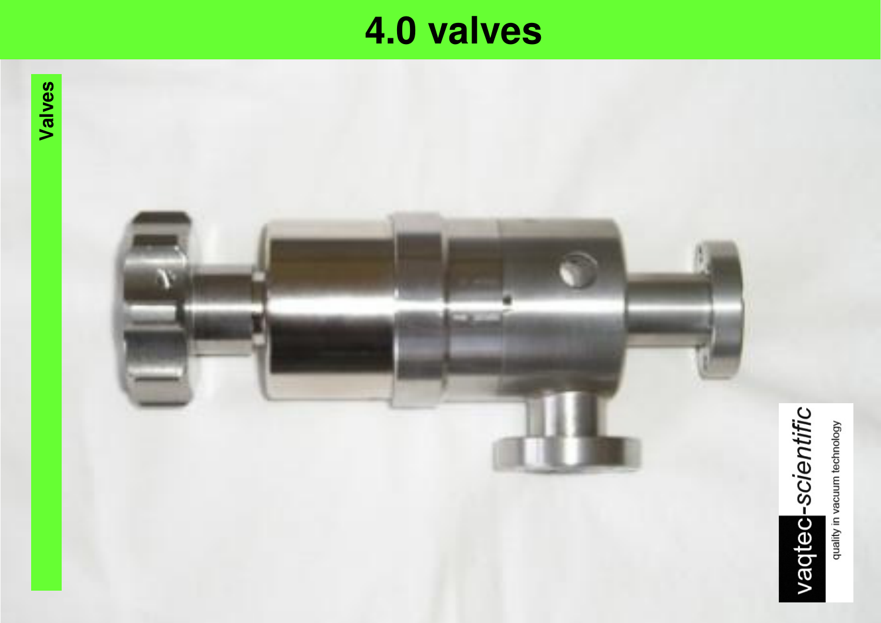# 4.0 valves

Valves

vaqtec-*scientific*

quality in vacuum technology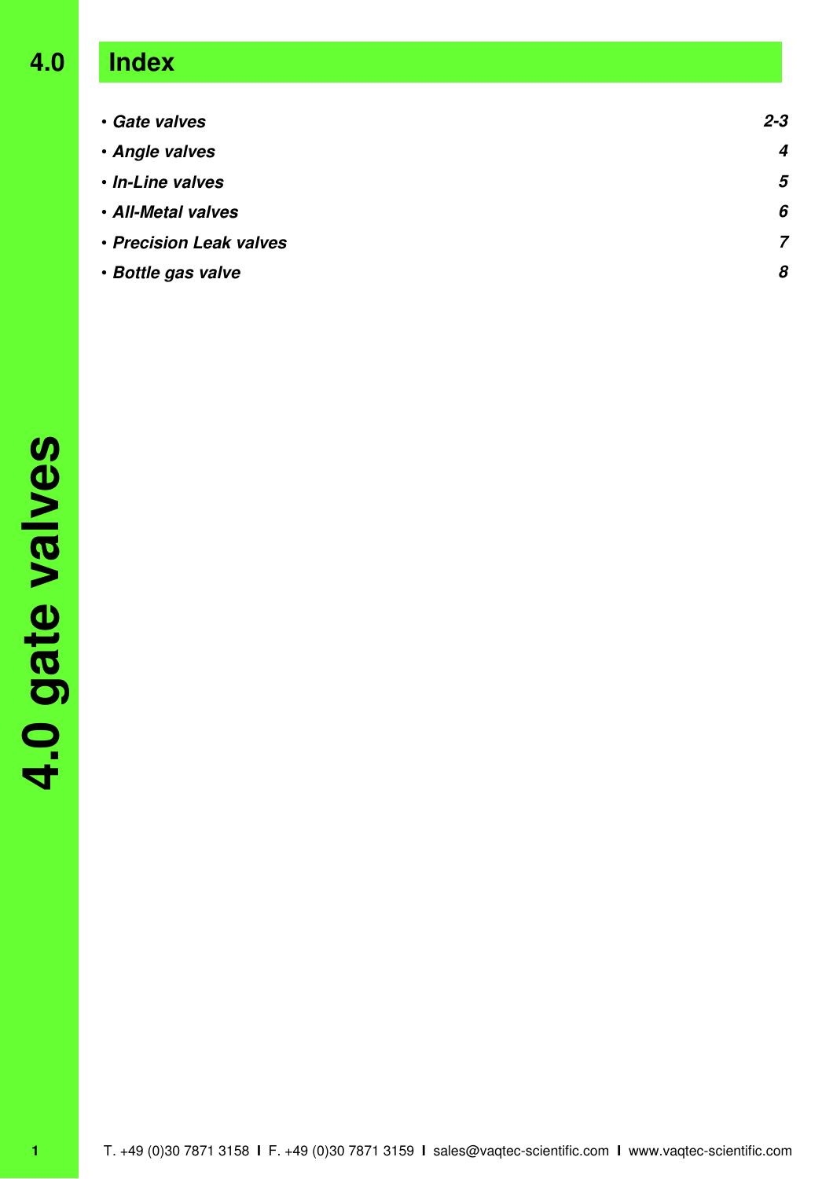# 4.0 Index

| | |
|---|---|
| • ***Gate valves*** | ***2-3*** |
| • ***Angle valves*** | ***4*** |
| • ***In-Line valves*** | ***5*** |
| • ***All-Metal valves*** | ***6*** |
| • ***Precision Leak valves*** | ***7*** |
| • ***Bottle gas valve*** | ***8*** |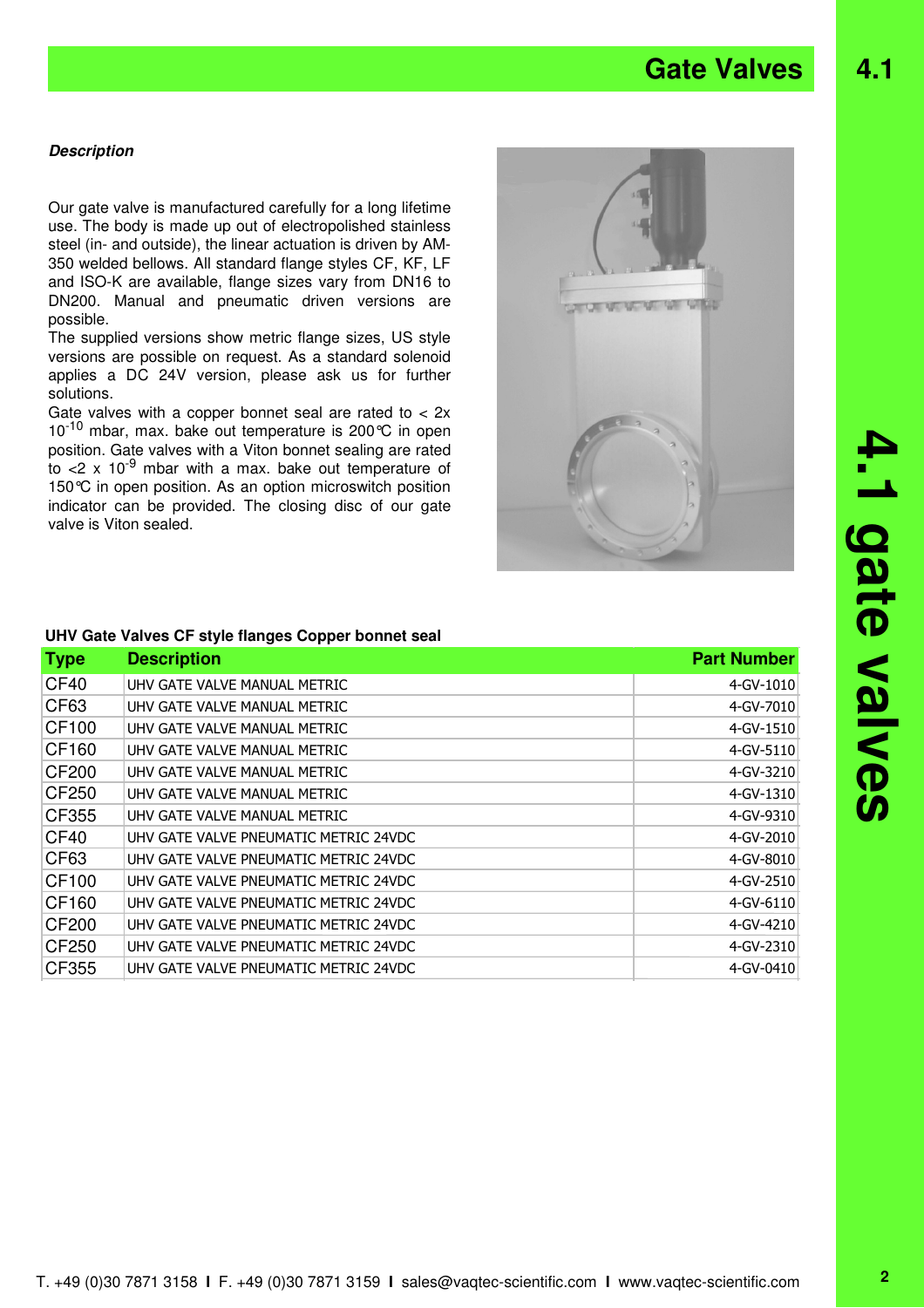# Gate Valves

***Description***

Our gate valve is manufactured carefully for a long lifetime use. The body is made up out of electropolished stainless steel (in- and outside), the linear actuation is driven by AM-350 welded bellows. All standard flange styles CF, KF, LF and ISO-K are available, flange sizes vary from DN16 to DN200. Manual and pneumatic driven versions are possible.
The supplied versions show metric flange sizes, US style versions are possible on request. As a standard solenoid applies a DC 24V version, please ask us for further solutions.
Gate valves with a copper bonnet seal are rated to < 2x $10^{-10}$ mbar, max. bake out temperature is 200℃ in open position. Gate valves with a Viton bonnet sealing are rated to <2 x $10^{-9}$ mbar with a max. bake out temperature of 150℃ in open position. As an option microswitch position indicator can be provided. The closing disc of our gate valve is Viton sealed.

**UHV Gate Valves CF style flanges Copper bonnet seal**

| Type | Description | Part Number |
|---|---|---|
| CF40 | UHV GATE VALVE MANUAL METRIC | 4-GV-1010 |
| CF63 | UHV GATE VALVE MANUAL METRIC | 4-GV-7010 |
| CF100 | UHV GATE VALVE MANUAL METRIC | 4-GV-1510 |
| CF160 | UHV GATE VALVE MANUAL METRIC | 4-GV-5110 |
| CF200 | UHV GATE VALVE MANUAL METRIC | 4-GV-3210 |
| CF250 | UHV GATE VALVE MANUAL METRIC | 4-GV-1310 |
| CF355 | UHV GATE VALVE MANUAL METRIC | 4-GV-9310 |
| CF40 | UHV GATE VALVE PNEUMATIC METRIC 24VDC | 4-GV-2010 |
| CF63 | UHV GATE VALVE PNEUMATIC METRIC 24VDC | 4-GV-8010 |
| CF100 | UHV GATE VALVE PNEUMATIC METRIC 24VDC | 4-GV-2510 |
| CF160 | UHV GATE VALVE PNEUMATIC METRIC 24VDC | 4-GV-6110 |
| CF200 | UHV GATE VALVE PNEUMATIC METRIC 24VDC | 4-GV-4210 |
| CF250 | UHV GATE VALVE PNEUMATIC METRIC 24VDC | 4-GV-2310 |
| CF355 | UHV GATE VALVE PNEUMATIC METRIC 24VDC | 4-GV-0410 |

T. +49 (0)30 7871 3158 I F. +49 (0)30 7871 3159 I sales@vaqtec-scientific.com I www.vaqtec-scientific.com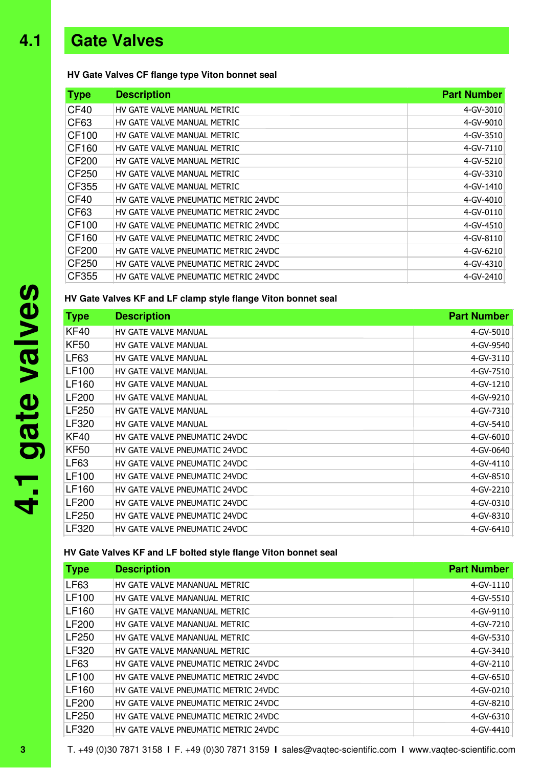# 4.1 Gate Valves

### HV Gate Valves CF flange type Viton bonnet seal

| Type | Description | Part Number |
|---|---|---|
| CF40 | HV GATE VALVE MANUAL METRIC | 4-GV-3010 |
| CF63 | HV GATE VALVE MANUAL METRIC | 4-GV-9010 |
| CF100 | HV GATE VALVE MANUAL METRIC | 4-GV-3510 |
| CF160 | HV GATE VALVE MANUAL METRIC | 4-GV-7110 |
| CF200 | HV GATE VALVE MANUAL METRIC | 4-GV-5210 |
| CF250 | HV GATE VALVE MANUAL METRIC | 4-GV-3310 |
| CF355 | HV GATE VALVE MANUAL METRIC | 4-GV-1410 |
| CF40 | HV GATE VALVE PNEUMATIC METRIC 24VDC | 4-GV-4010 |
| CF63 | HV GATE VALVE PNEUMATIC METRIC 24VDC | 4-GV-0110 |
| CF100 | HV GATE VALVE PNEUMATIC METRIC 24VDC | 4-GV-4510 |
| CF160 | HV GATE VALVE PNEUMATIC METRIC 24VDC | 4-GV-8110 |
| CF200 | HV GATE VALVE PNEUMATIC METRIC 24VDC | 4-GV-6210 |
| CF250 | HV GATE VALVE PNEUMATIC METRIC 24VDC | 4-GV-4310 |
| CF355 | HV GATE VALVE PNEUMATIC METRIC 24VDC | 4-GV-2410 |

### HV Gate Valves KF and LF clamp style flange Viton bonnet seal

| Type | Description | Part Number |
|---|---|---|
| KF40 | HV GATE VALVE MANUAL | 4-GV-5010 |
| KF50 | HV GATE VALVE MANUAL | 4-GV-9540 |
| LF63 | HV GATE VALVE MANUAL | 4-GV-3110 |
| LF100 | HV GATE VALVE MANUAL | 4-GV-7510 |
| LF160 | HV GATE VALVE MANUAL | 4-GV-1210 |
| LF200 | HV GATE VALVE MANUAL | 4-GV-9210 |
| LF250 | HV GATE VALVE MANUAL | 4-GV-7310 |
| LF320 | HV GATE VALVE MANUAL | 4-GV-5410 |
| KF40 | HV GATE VALVE PNEUMATIC 24VDC | 4-GV-6010 |
| KF50 | HV GATE VALVE PNEUMATIC 24VDC | 4-GV-0640 |
| LF63 | HV GATE VALVE PNEUMATIC 24VDC | 4-GV-4110 |
| LF100 | HV GATE VALVE PNEUMATIC 24VDC | 4-GV-8510 |
| LF160 | HV GATE VALVE PNEUMATIC 24VDC | 4-GV-2210 |
| LF200 | HV GATE VALVE PNEUMATIC 24VDC | 4-GV-0310 |
| LF250 | HV GATE VALVE PNEUMATIC 24VDC | 4-GV-8310 |
| LF320 | HV GATE VALVE PNEUMATIC 24VDC | 4-GV-6410 |

### HV Gate Valves KF and LF bolted style flange Viton bonnet seal

| Type | Description | Part Number |
|---|---|---|
| LF63 | HV GATE VALVE MANANUAL METRIC | 4-GV-1110 |
| LF100 | HV GATE VALVE MANANUAL METRIC | 4-GV-5510 |
| LF160 | HV GATE VALVE MANANUAL METRIC | 4-GV-9110 |
| LF200 | HV GATE VALVE MANANUAL METRIC | 4-GV-7210 |
| LF250 | HV GATE VALVE MANANUAL METRIC | 4-GV-5310 |
| LF320 | HV GATE VALVE MANANUAL METRIC | 4-GV-3410 |
| LF63 | HV GATE VALVE PNEUMATIC METRIC 24VDC | 4-GV-2110 |
| LF100 | HV GATE VALVE PNEUMATIC METRIC 24VDC | 4-GV-6510 |
| LF160 | HV GATE VALVE PNEUMATIC METRIC 24VDC | 4-GV-0210 |
| LF200 | HV GATE VALVE PNEUMATIC METRIC 24VDC | 4-GV-8210 |
| LF250 | HV GATE VALVE PNEUMATIC METRIC 24VDC | 4-GV-6310 |
| LF320 | HV GATE VALVE PNEUMATIC METRIC 24VDC | 4-GV-4410 |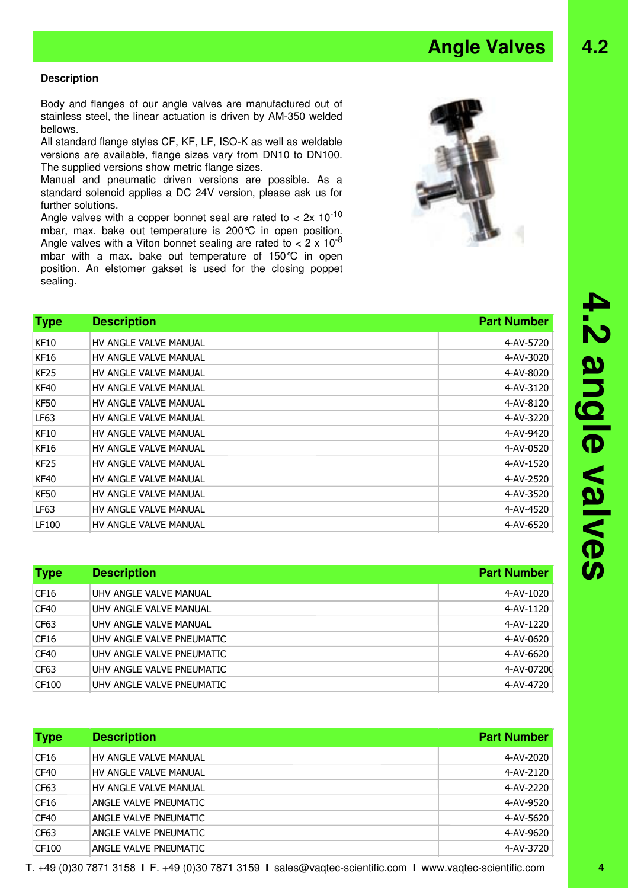# Angle Valves

### Description

Body and flanges of our angle valves are manufactured out of stainless steel, the linear actuation is driven by AM-350 welded bellows.
All standard flange styles CF, KF, LF, ISO-K as well as weldable versions are available, flange sizes vary from DN10 to DN100. The supplied versions show metric flange sizes.
Manual and pneumatic driven versions are possible. As a standard solenoid applies a DC 24V version, please ask us for further solutions.
Angle valves with a copper bonnet seal are rated to < 2x $10^{-10}$ mbar, max. bake out temperature is 200℃ in open position. Angle valves with a Viton bonnet sealing are rated to < 2 x $10^{-8}$ mbar with a max. bake out temperature of 150℃ in open position. An elstomer gakset is used for the closing poppet sealing.

| Type | Description | Part Number |
|---|---|---|
| KF10 | HV ANGLE VALVE MANUAL | 4-AV-5720 |
| KF16 | HV ANGLE VALVE MANUAL | 4-AV-3020 |
| KF25 | HV ANGLE VALVE MANUAL | 4-AV-8020 |
| KF40 | HV ANGLE VALVE MANUAL | 4-AV-3120 |
| KF50 | HV ANGLE VALVE MANUAL | 4-AV-8120 |
| LF63 | HV ANGLE VALVE MANUAL | 4-AV-3220 |
| KF10 | HV ANGLE VALVE MANUAL | 4-AV-9420 |
| KF16 | HV ANGLE VALVE MANUAL | 4-AV-0520 |
| KF25 | HV ANGLE VALVE MANUAL | 4-AV-1520 |
| KF40 | HV ANGLE VALVE MANUAL | 4-AV-2520 |
| KF50 | HV ANGLE VALVE MANUAL | 4-AV-3520 |
| LF63 | HV ANGLE VALVE MANUAL | 4-AV-4520 |
| LF100 | HV ANGLE VALVE MANUAL | 4-AV-6520 |

| Type | Description | Part Number |
|---|---|---|
| CF16 | UHV ANGLE VALVE MANUAL | 4-AV-1020 |
| CF40 | UHV ANGLE VALVE MANUAL | 4-AV-1120 |
| CF63 | UHV ANGLE VALVE MANUAL | 4-AV-1220 |
| CF16 | UHV ANGLE VALVE PNEUMATIC | 4-AV-0620 |
| CF40 | UHV ANGLE VALVE PNEUMATIC | 4-AV-6620 |
| CF63 | UHV ANGLE VALVE PNEUMATIC | 4-AV-07200 |
| CF100 | UHV ANGLE VALVE PNEUMATIC | 4-AV-4720 |

| Type | Description | Part Number |
|---|---|---|
| CF16 | HV ANGLE VALVE MANUAL | 4-AV-2020 |
| CF40 | HV ANGLE VALVE MANUAL | 4-AV-2120 |
| CF63 | HV ANGLE VALVE MANUAL | 4-AV-2220 |
| CF16 | ANGLE VALVE PNEUMATIC | 4-AV-9520 |
| CF40 | ANGLE VALVE PNEUMATIC | 4-AV-5620 |
| CF63 | ANGLE VALVE PNEUMATIC | 4-AV-9620 |
| CF100 | ANGLE VALVE PNEUMATIC | 4-AV-3720 |

T. +49 (0)30 7871 3158 I F. +49 (0)30 7871 3159 I sales@vaqtec-scientific.com I www.vaqtec-scientific.com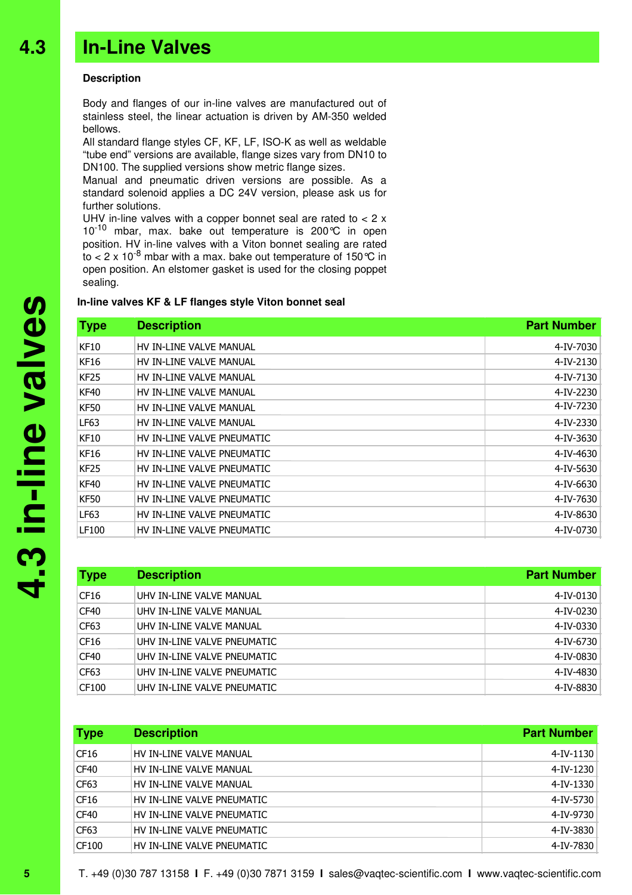# 4.3 In-Line Valves

**Description**

Body and flanges of our in-line valves are manufactured out of stainless steel, the linear actuation is driven by AM-350 welded bellows.
All standard flange styles CF, KF, LF, ISO-K as well as weldable "tube end" versions are available, flange sizes vary from DN10 to DN100. The supplied versions show metric flange sizes.
Manual and pneumatic driven versions are possible. As a standard solenoid applies a DC 24V version, please ask us for further solutions.
UHV in-line valves with a copper bonnet seal are rated to < 2 x $10^{-10}$ mbar, max. bake out temperature is 200℃ in open position. HV in-line valves with a Viton bonnet sealing are rated to < 2 x $10^{-8}$ mbar with a max. bake out temperature of 150℃ in open position. An elstomer gasket is used for the closing poppet sealing.

**In-line valves KF & LF flanges style Viton bonnet seal**

| Type | Description | Part Number |
|---|---|---|
| KF10 | HV IN-LINE VALVE MANUAL | 4-IV-7030 |
| KF16 | HV IN-LINE VALVE MANUAL | 4-IV-2130 |
| KF25 | HV IN-LINE VALVE MANUAL | 4-IV-7130 |
| KF40 | HV IN-LINE VALVE MANUAL | 4-IV-2230 |
| KF50 | HV IN-LINE VALVE MANUAL | 4-IV-7230 |
| LF63 | HV IN-LINE VALVE MANUAL | 4-IV-2330 |
| KF10 | HV IN-LINE VALVE PNEUMATIC | 4-IV-3630 |
| KF16 | HV IN-LINE VALVE PNEUMATIC | 4-IV-4630 |
| KF25 | HV IN-LINE VALVE PNEUMATIC | 4-IV-5630 |
| KF40 | HV IN-LINE VALVE PNEUMATIC | 4-IV-6630 |
| KF50 | HV IN-LINE VALVE PNEUMATIC | 4-IV-7630 |
| LF63 | HV IN-LINE VALVE PNEUMATIC | 4-IV-8630 |
| LF100 | HV IN-LINE VALVE PNEUMATIC | 4-IV-0730 |

| Type | Description | Part Number |
|---|---|---|
| CF16 | UHV IN-LINE VALVE MANUAL | 4-IV-0130 |
| CF40 | UHV IN-LINE VALVE MANUAL | 4-IV-0230 |
| CF63 | UHV IN-LINE VALVE MANUAL | 4-IV-0330 |
| CF16 | UHV IN-LINE VALVE PNEUMATIC | 4-IV-6730 |
| CF40 | UHV IN-LINE VALVE PNEUMATIC | 4-IV-0830 |
| CF63 | UHV IN-LINE VALVE PNEUMATIC | 4-IV-4830 |
| CF100 | UHV IN-LINE VALVE PNEUMATIC | 4-IV-8830 |

| Type | Description | Part Number |
|---|---|---|
| CF16 | HV IN-LINE VALVE MANUAL | 4-IV-1130 |
| CF40 | HV IN-LINE VALVE MANUAL | 4-IV-1230 |
| CF63 | HV IN-LINE VALVE MANUAL | 4-IV-1330 |
| CF16 | HV IN-LINE VALVE PNEUMATIC | 4-IV-5730 |
| CF40 | HV IN-LINE VALVE PNEUMATIC | 4-IV-9730 |
| CF63 | HV IN-LINE VALVE PNEUMATIC | 4-IV-3830 |
| CF100 | HV IN-LINE VALVE PNEUMATIC | 4-IV-7830 |

T. +49 (0)30 787 13158 I F. +49 (0)30 7871 3159 I sales@vaqtec-scientific.com I www.vaqtec-scientific.com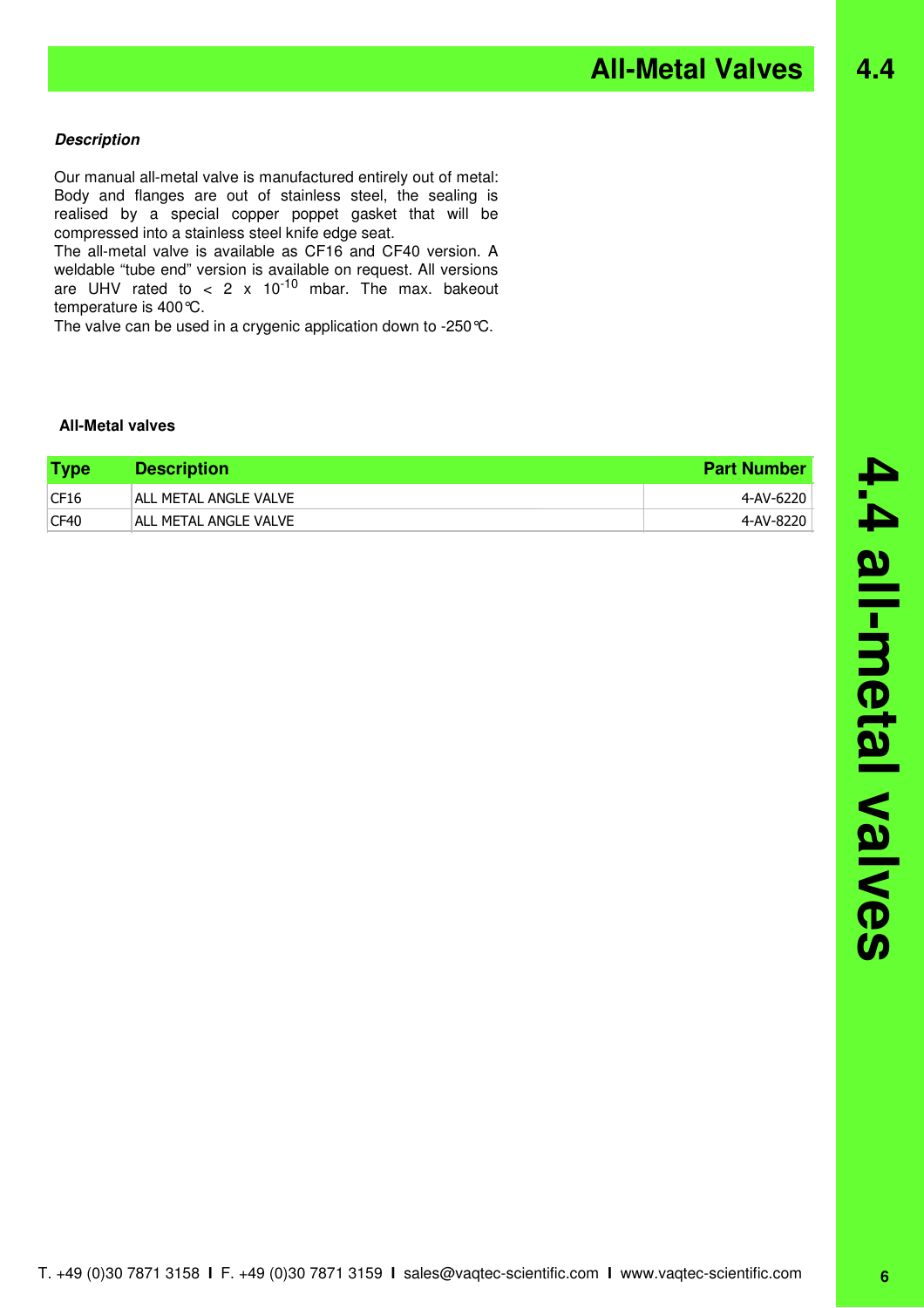# All-Metal Valves

***Description***

Our manual all-metal valve is manufactured entirely out of metal: Body and flanges are out of stainless steel, the sealing is realised by a special copper poppet gasket that will be compressed into a stainless steel knife edge seat.
The all-metal valve is available as CF16 and CF40 version. A weldable "tube end" version is available on request. All versions are UHV rated to < 2 x $10^{-10}$ mbar. The max. bakeout temperature is 400°C.
The valve can be used in a crygenic application down to -250°C.

**All-Metal valves**

| Type | Description | Part Number |
|---|---|---|
| CF16 | ALL METAL ANGLE VALVE | 4-AV-6220 |
| CF40 | ALL METAL ANGLE VALVE | 4-AV-8220 |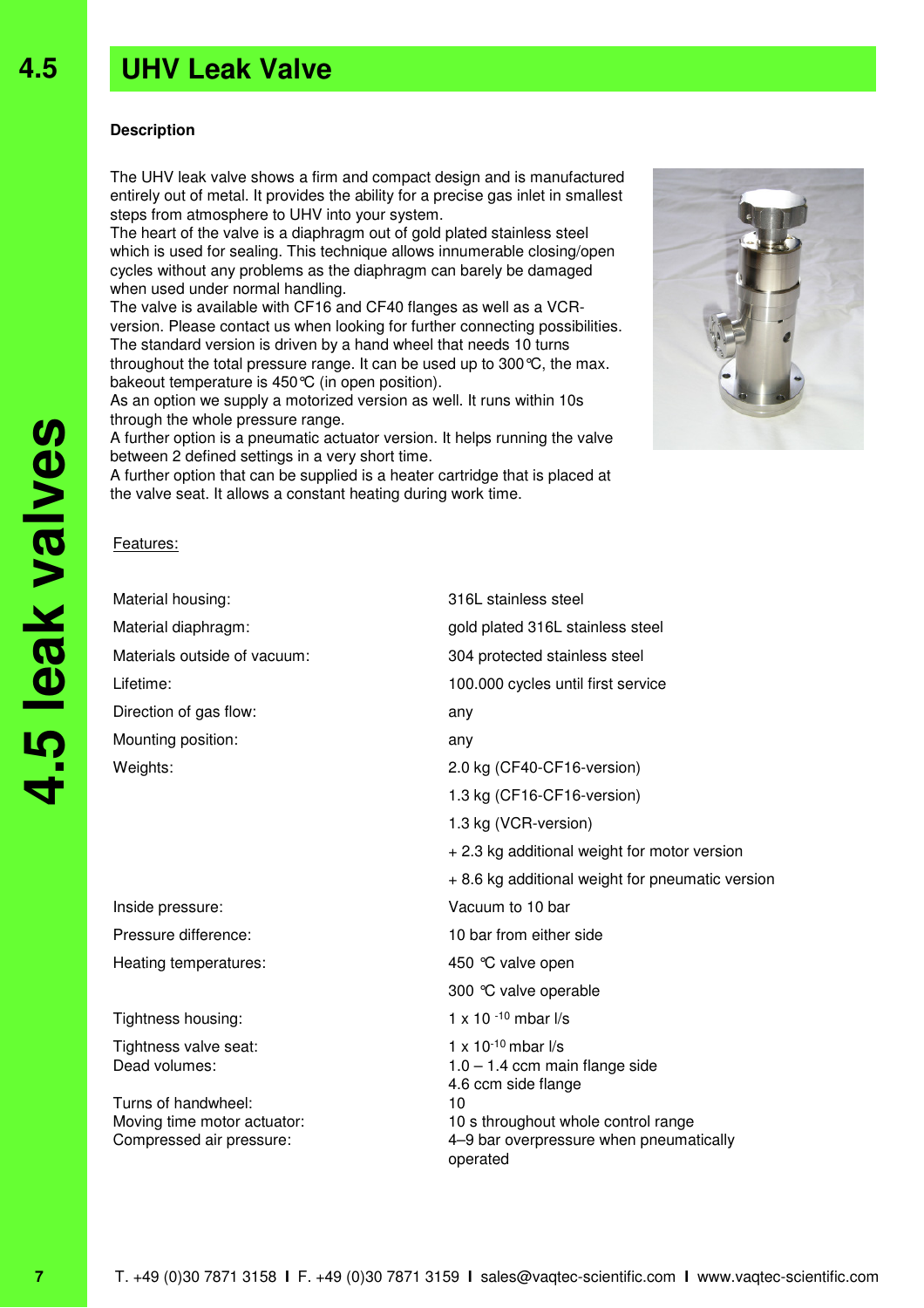# 4.5 UHV Leak Valve

**Description**

The UHV leak valve shows a firm and compact design and is manufactured entirely out of metal. It provides the ability for a precise gas inlet in smallest steps from atmosphere to UHV into your system.
The heart of the valve is a diaphragm out of gold plated stainless steel which is used for sealing. This technique allows innumerable closing/open cycles without any problems as the diaphragm can barely be damaged when used under normal handling.
The valve is available with CF16 and CF40 flanges as well as a VCR-version. Please contact us when looking for further connecting possibilities.
The standard version is driven by a hand wheel that needs 10 turns throughout the total pressure range. It can be used up to 300℃, the max. bakeout temperature is 450℃ (in open position).
As an option we supply a motorized version as well. It runs within 10s through the whole pressure range.
A further option is a pneumatic actuator version. It helps running the valve between 2 defined settings in a very short time.
A further option that can be supplied is a heater cartridge that is placed at the valve seat. It allows a constant heating during work time.

Features:

| | |
|---|---|
| Material housing: | 316L stainless steel |
| Material diaphragm: | gold plated 316L stainless steel |
| Materials outside of vacuum: | 304 protected stainless steel |
| Lifetime: | 100.000 cycles until first service |
| Direction of gas flow: | any |
| Mounting position: | any |
| Weights: | 2.0 kg (CF40-CF16-version) |
| | 1.3 kg (CF16-CF16-version) |
| | 1.3 kg (VCR-version) |
| | + 2.3 kg additional weight for motor version |
| | + 8.6 kg additional weight for pneumatic version |
| Inside pressure: | Vacuum to 10 bar |
| Pressure difference: | 10 bar from either side |
| Heating temperatures: | 450 ℃ valve open |
| | 300 ℃ valve operable |
| Tightness housing: | $1 \times 10^{-10}$ mbar l/s |
| Tightness valve seat: | $1 \times 10^{-10}$ mbar l/s |
| Dead volumes: | 1.0 – 1.4 ccm main flange side |
| | 4.6 ccm side flange |
| Turns of handwheel: | 10 |
| Moving time motor actuator: | 10 s throughout whole control range |
| Compressed air pressure: | 4–9 bar overpressure when pneumatically operated |

T. +49 (0)30 7871 3158 I F. +49 (0)30 7871 3159 I sales@vaqtec-scientific.com I www.vaqtec-scientific.com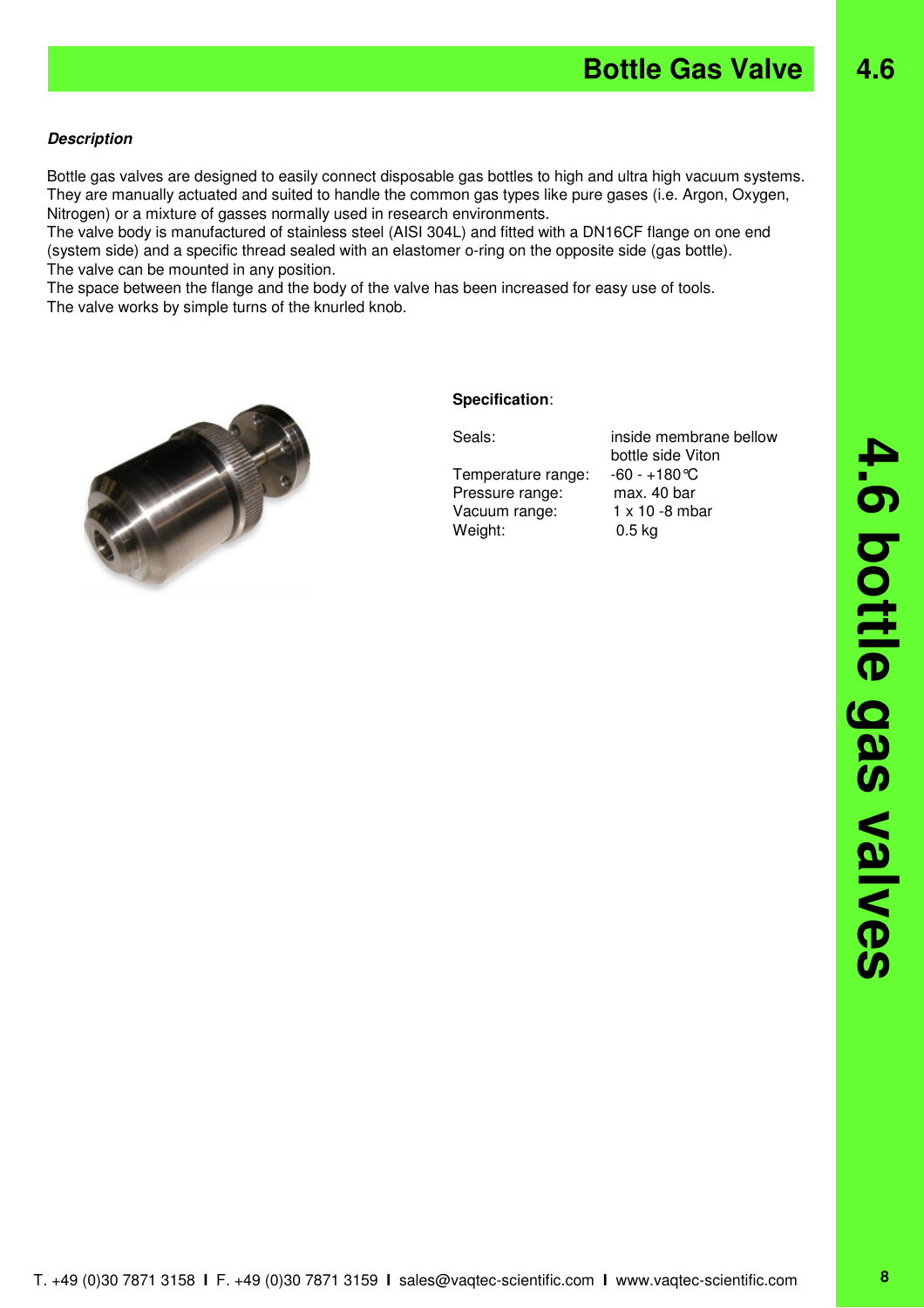# Bottle Gas Valve

***Description***

Bottle gas valves are designed to easily connect disposable gas bottles to high and ultra high vacuum systems. They are manually actuated and suited to handle the common gas types like pure gases (i.e. Argon, Oxygen, Nitrogen) or a mixture of gasses normally used in research environments.
The valve body is manufactured of stainless steel (AISI 304L) and fitted with a DN16CF flange on one end (system side) and a specific thread sealed with an elastomer o-ring on the opposite side (gas bottle).
The valve can be mounted in any position.
The space between the flange and the body of the valve has been increased for easy use of tools.
The valve works by simple turns of the knurled knob.

**Specification**:

| | |
|---|---|
| Seals: | inside membrane bellow<br>bottle side Viton |
| Temperature range: | -60 - +180°C |
| Pressure range: | max. 40 bar |
| Vacuum range: | 1 x 10 -8 mbar |
| Weight: | 0.5 kg |

T. +49 (0)30 7871 3158 I F. +49 (0)30 7871 3159 I sales@vaqtec-scientific.com I www.vaqtec-scientific.com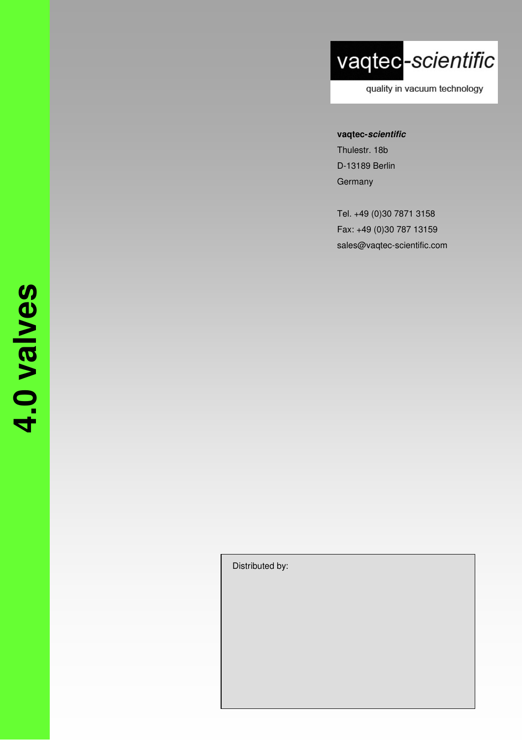# 4.0 valves

vaqtec-*scientific*

quality in vacuum technology

**vaqtec-*scientific***
Thulestr. 18b
D-13189 Berlin
Germany

Tel. +49 (0)30 7871 3158
Fax: +49 (0)30 787 13159
sales@vaqtec-scientific.com

Distributed by: